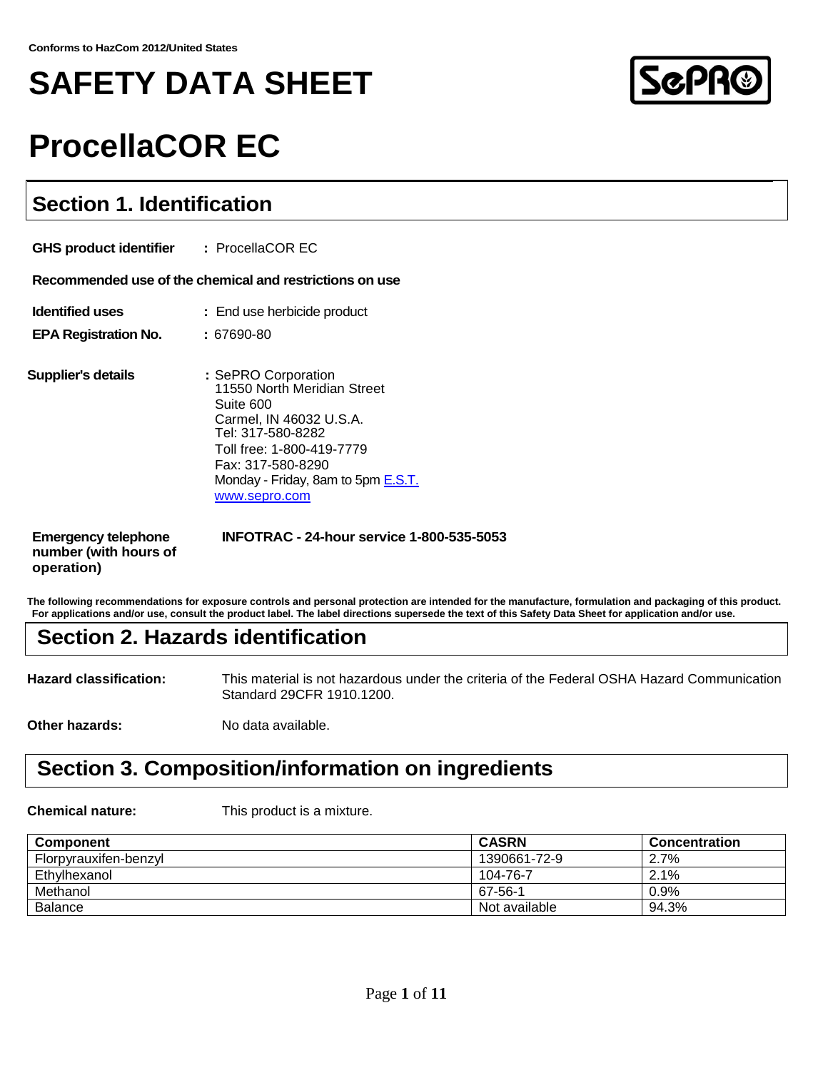**Conforms to HazCom 2012/United States**

# SAFETY DATA SHEET

# ProcellaCOR EC

## Section 1. Identification

**GHS product identifier** : ProcellaCOR EC

**Recommended use of the chemical and restrictions on use**

**Identified uses** : End use herbicide product

**EPA Registration No.** : 67690-80

**Supplier's details** : SePRO Corporation
11550 North Meridian Street
Suite 600
Carmel, IN 46032 U.S.A.
Tel: 317-580-8282
Toll free: 1-800-419-7779
Fax: 317-580-8290
Monday - Friday, 8am to 5pm E.S.T.
www.sepro.com

**Emergency telephone number (with hours of operation)** **INFOTRAC - 24-hour service 1-800-535-5053**

**The following recommendations for exposure controls and personal protection are intended for the manufacture, formulation and packaging of this product. For applications and/or use, consult the product label. The label directions supersede the text of this Safety Data Sheet for application and/or use.**

## Section 2. Hazards identification

**Hazard classification:** This material is not hazardous under the criteria of the Federal OSHA Hazard Communication Standard 29CFR 1910.1200.

**Other hazards:** No data available.

## Section 3. Composition/information on ingredients

**Chemical nature:** This product is a mixture.

| Component | CASRN | Concentration |
| --- | --- | --- |
| Florpyrauxifen-benzyl | 1390661-72-9 | 2.7% |
| Ethylhexanol | 104-76-7 | 2.1% |
| Methanol | 67-56-1 | 0.9% |
| Balance | Not available | 94.3% |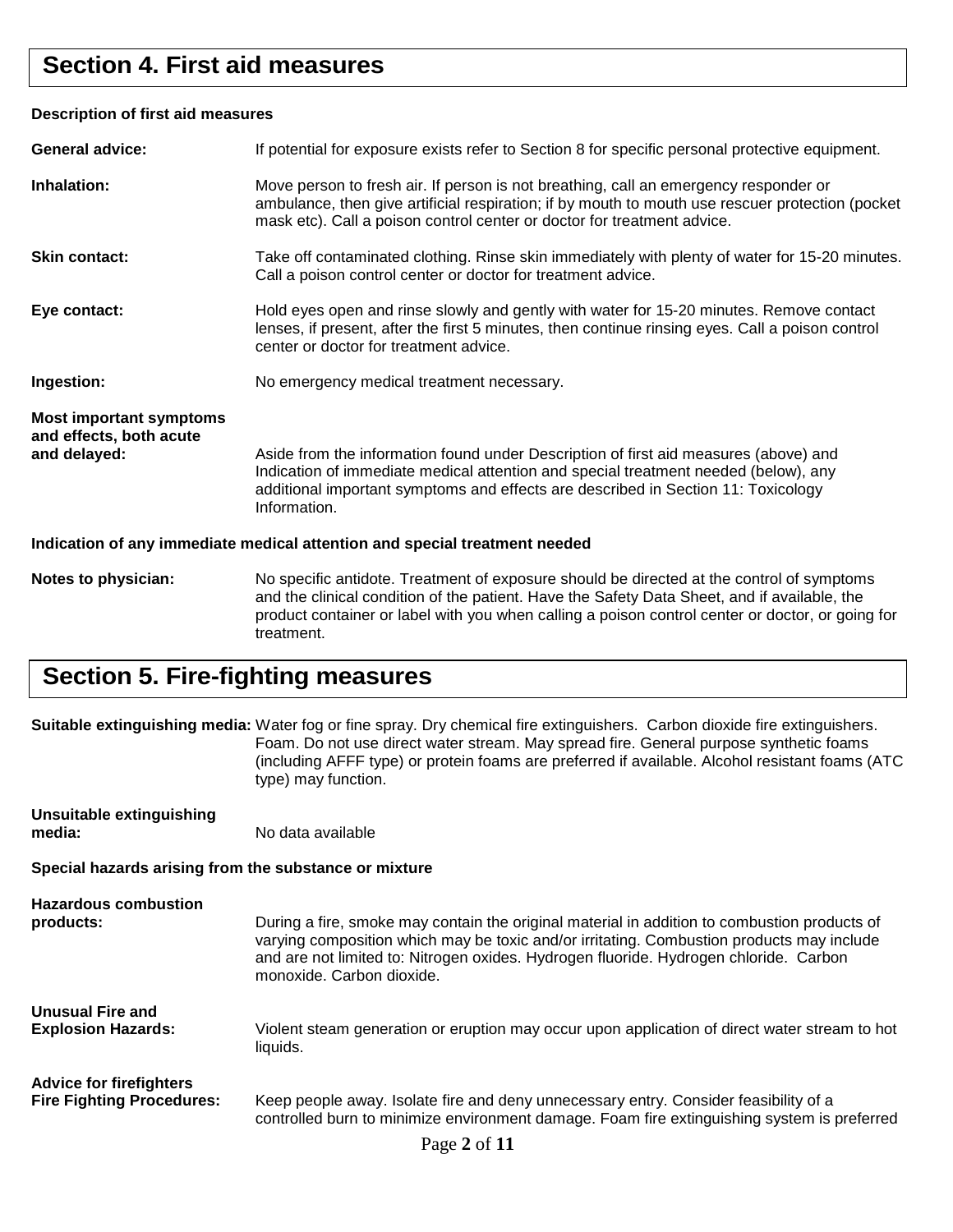## Section 4. First aid measures

**Description of first aid measures**

**General advice:** If potential for exposure exists refer to Section 8 for specific personal protective equipment.

**Inhalation:** Move person to fresh air. If person is not breathing, call an emergency responder or ambulance, then give artificial respiration; if by mouth to mouth use rescuer protection (pocket mask etc). Call a poison control center or doctor for treatment advice.

**Skin contact:** Take off contaminated clothing. Rinse skin immediately with plenty of water for 15-20 minutes. Call a poison control center or doctor for treatment advice.

**Eye contact:** Hold eyes open and rinse slowly and gently with water for 15-20 minutes. Remove contact lenses, if present, after the first 5 minutes, then continue rinsing eyes. Call a poison control center or doctor for treatment advice.

**Ingestion:** No emergency medical treatment necessary.

**Most important symptoms and effects, both acute and delayed:** Aside from the information found under Description of first aid measures (above) and Indication of immediate medical attention and special treatment needed (below), any additional important symptoms and effects are described in Section 11: Toxicology Information.

**Indication of any immediate medical attention and special treatment needed**

**Notes to physician:** No specific antidote. Treatment of exposure should be directed at the control of symptoms and the clinical condition of the patient. Have the Safety Data Sheet, and if available, the product container or label with you when calling a poison control center or doctor, or going for treatment.

## Section 5. Fire-fighting measures

**Suitable extinguishing media:** Water fog or fine spray. Dry chemical fire extinguishers. Carbon dioxide fire extinguishers. Foam. Do not use direct water stream. May spread fire. General purpose synthetic foams (including AFFF type) or protein foams are preferred if available. Alcohol resistant foams (ATC type) may function.

**Unsuitable extinguishing media:** No data available

**Special hazards arising from the substance or mixture**

**Hazardous combustion products:** During a fire, smoke may contain the original material in addition to combustion products of varying composition which may be toxic and/or irritating. Combustion products may include and are not limited to: Nitrogen oxides. Hydrogen fluoride. Hydrogen chloride. Carbon monoxide. Carbon dioxide.

**Unusual Fire and Explosion Hazards:** Violent steam generation or eruption may occur upon application of direct water stream to hot liquids.

**Advice for firefighters**

**Fire Fighting Procedures:** Keep people away. Isolate fire and deny unnecessary entry. Consider feasibility of a controlled burn to minimize environment damage. Foam fire extinguishing system is preferred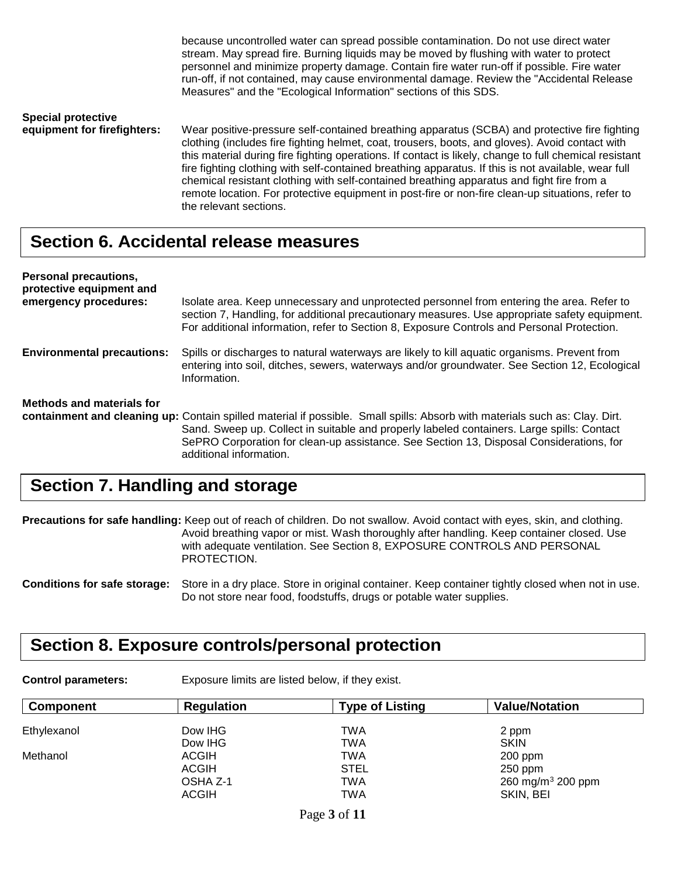because uncontrolled water can spread possible contamination. Do not use direct water stream. May spread fire. Burning liquids may be moved by flushing with water to protect personnel and minimize property damage. Contain fire water run-off if possible. Fire water run-off, if not contained, may cause environmental damage. Review the "Accidental Release Measures" and the "Ecological Information" sections of this SDS.

**Special protective equipment for firefighters:** Wear positive-pressure self-contained breathing apparatus (SCBA) and protective fire fighting clothing (includes fire fighting helmet, coat, trousers, boots, and gloves). Avoid contact with this material during fire fighting operations. If contact is likely, change to full chemical resistant fire fighting clothing with self-contained breathing apparatus. If this is not available, wear full chemical resistant clothing with self-contained breathing apparatus and fight fire from a remote location. For protective equipment in post-fire or non-fire clean-up situations, refer to the relevant sections.

## Section 6. Accidental release measures

**Personal precautions, protective equipment and emergency procedures:** Isolate area. Keep unnecessary and unprotected personnel from entering the area. Refer to section 7, Handling, for additional precautionary measures. Use appropriate safety equipment. For additional information, refer to Section 8, Exposure Controls and Personal Protection.

**Environmental precautions:** Spills or discharges to natural waterways are likely to kill aquatic organisms. Prevent from entering into soil, ditches, sewers, waterways and/or groundwater. See Section 12, Ecological Information.

**Methods and materials for containment and cleaning up:** Contain spilled material if possible. Small spills: Absorb with materials such as: Clay. Dirt. Sand. Sweep up. Collect in suitable and properly labeled containers. Large spills: Contact SePRO Corporation for clean-up assistance. See Section 13, Disposal Considerations, for additional information.

## Section 7. Handling and storage

**Precautions for safe handling:** Keep out of reach of children. Do not swallow. Avoid contact with eyes, skin, and clothing. Avoid breathing vapor or mist. Wash thoroughly after handling. Keep container closed. Use with adequate ventilation. See Section 8, EXPOSURE CONTROLS AND PERSONAL PROTECTION.

**Conditions for safe storage:** Store in a dry place. Store in original container. Keep container tightly closed when not in use. Do not store near food, foodstuffs, drugs or potable water supplies.

## Section 8. Exposure controls/personal protection

**Control parameters:** Exposure limits are listed below, if they exist.

| Component | Regulation | Type of Listing | Value/Notation |
|---|---|---|---|
| Ethylexanol | Dow IHG | TWA | 2 ppm |
| | Dow IHG | TWA | SKIN |
| Methanol | ACGIH | TWA | 200 ppm |
| | ACGIH | STEL | 250 ppm |
| | OSHA Z-1 | TWA | 260 mg/m$^3$ 200 ppm |
| | ACGIH | TWA | SKIN, BEI |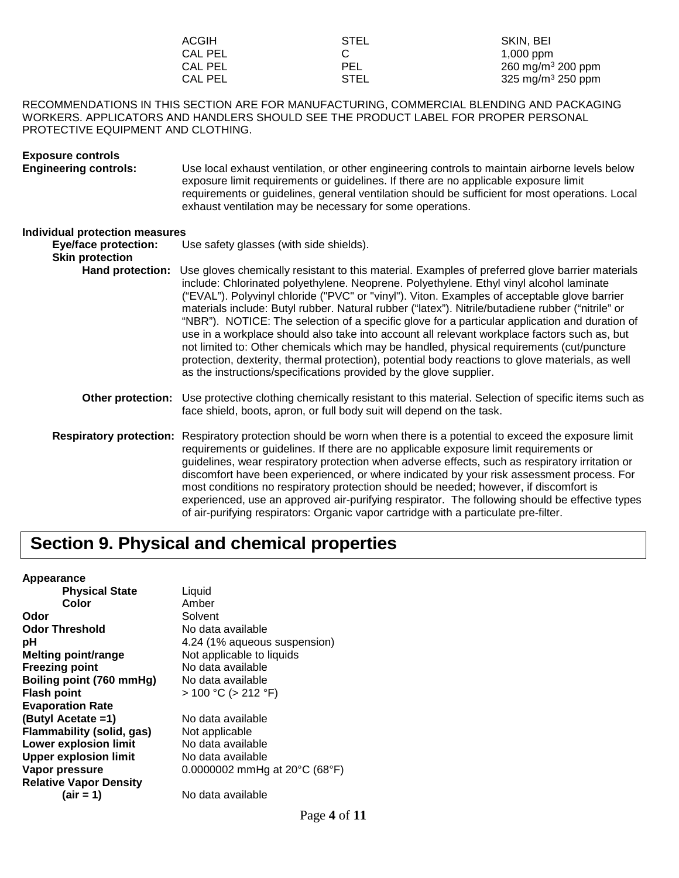| | | |
|---|---|---|
| ACGIH | STEL | SKIN, BEI |
| CAL PEL | C | 1,000 ppm |
| CAL PEL | PEL | 260 mg/m$^3$ 200 ppm |
| CAL PEL | STEL | 325 mg/m$^3$ 250 ppm |

RECOMMENDATIONS IN THIS SECTION ARE FOR MANUFACTURING, COMMERCIAL BLENDING AND PACKAGING WORKERS. APPLICATORS AND HANDLERS SHOULD SEE THE PRODUCT LABEL FOR PROPER PERSONAL PROTECTIVE EQUIPMENT AND CLOTHING.

**Exposure controls**

**Engineering controls:** Use local exhaust ventilation, or other engineering controls to maintain airborne levels below exposure limit requirements or guidelines. If there are no applicable exposure limit requirements or guidelines, general ventilation should be sufficient for most operations. Local exhaust ventilation may be necessary for some operations.

**Individual protection measures**

**Eye/face protection:** Use safety glasses (with side shields).

**Skin protection**

**Hand protection:** Use gloves chemically resistant to this material. Examples of preferred glove barrier materials include: Chlorinated polyethylene. Neoprene. Polyethylene. Ethyl vinyl alcohol laminate ("EVAL"). Polyvinyl chloride ("PVC" or "vinyl"). Viton. Examples of acceptable glove barrier materials include: Butyl rubber. Natural rubber ("latex"). Nitrile/butadiene rubber ("nitrile" or "NBR"). NOTICE: The selection of a specific glove for a particular application and duration of use in a workplace should also take into account all relevant workplace factors such as, but not limited to: Other chemicals which may be handled, physical requirements (cut/puncture protection, dexterity, thermal protection), potential body reactions to glove materials, as well as the instructions/specifications provided by the glove supplier.

**Other protection:** Use protective clothing chemically resistant to this material. Selection of specific items such as face shield, boots, apron, or full body suit will depend on the task.

**Respiratory protection:** Respiratory protection should be worn when there is a potential to exceed the exposure limit requirements or guidelines. If there are no applicable exposure limit requirements or guidelines, wear respiratory protection when adverse effects, such as respiratory irritation or discomfort have been experienced, or where indicated by your risk assessment process. For most conditions no respiratory protection should be needed; however, if discomfort is experienced, use an approved air-purifying respirator. The following should be effective types of air-purifying respirators: Organic vapor cartridge with a particulate pre-filter.

## Section 9. Physical and chemical properties

**Appearance**

| | |
|---|---|
| **Physical State** | Liquid |
| **Color** | Amber |
| **Odor** | Solvent |
| **Odor Threshold** | No data available |
| **pH** | 4.24 (1% aqueous suspension) |
| **Melting point/range** | Not applicable to liquids |
| **Freezing point** | No data available |
| **Boiling point (760 mmHg)** | No data available |
| **Flash point** | > 100 °C (> 212 °F) |
| **Evaporation Rate (Butyl Acetate =1)** | No data available |
| **Flammability (solid, gas)** | Not applicable |
| **Lower explosion limit** | No data available |
| **Upper explosion limit** | No data available |
| **Vapor pressure** | 0.0000002 mmHg at 20°C (68°F) |
| **Relative Vapor Density (air = 1)** | No data available |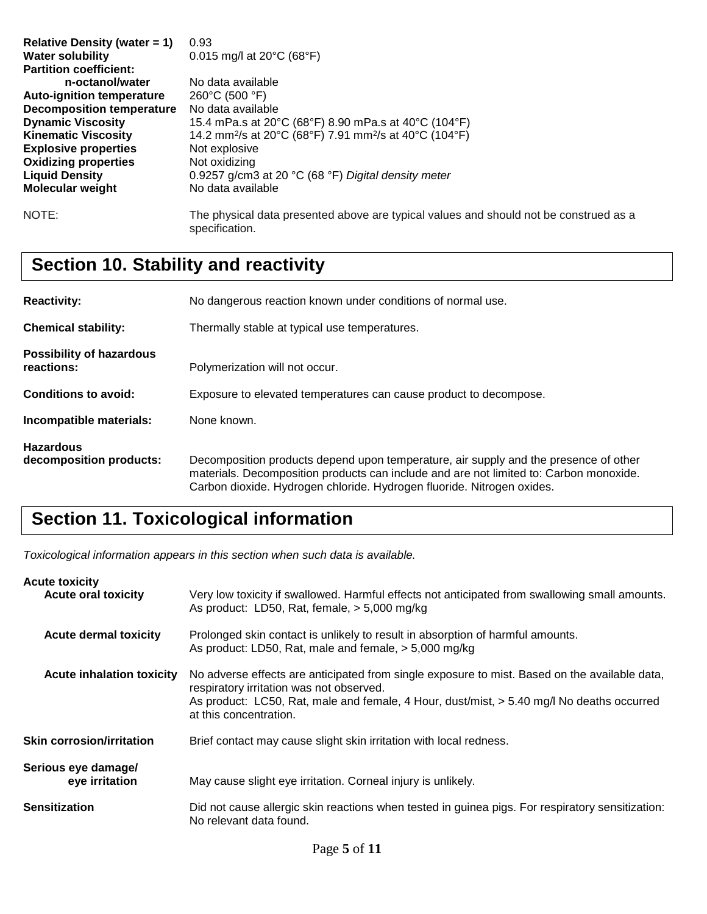| | |
|---|---|
| **Relative Density (water = 1)** | 0.93 |
| **Water solubility** | 0.015 mg/l at 20°C (68°F) |
| **Partition coefficient: n-octanol/water** | No data available |
| **Auto-ignition temperature** | 260°C (500 °F) |
| **Decomposition temperature** | No data available |
| **Dynamic Viscosity** | 15.4 mPa.s at 20°C (68°F) 8.90 mPa.s at 40°C (104°F) |
| **Kinematic Viscosity** | 14.2 $mm^2/s$ at 20°C (68°F) 7.91 $mm^2/s$ at 40°C (104°F) |
| **Explosive properties** | Not explosive |
| **Oxidizing properties** | Not oxidizing |
| **Liquid Density** | 0.9257 g/cm3 at 20 °C (68 °F) *Digital density meter* |
| **Molecular weight** | No data available |

NOTE: The physical data presented above are typical values and should not be construed as a specification.

## Section 10. Stability and reactivity

**Reactivity:** No dangerous reaction known under conditions of normal use.

**Chemical stability:** Thermally stable at typical use temperatures.

**Possibility of hazardous reactions:** Polymerization will not occur.

**Conditions to avoid:** Exposure to elevated temperatures can cause product to decompose.

**Incompatible materials:** None known.

**Hazardous decomposition products:** Decomposition products depend upon temperature, air supply and the presence of other materials. Decomposition products can include and are not limited to: Carbon monoxide. Carbon dioxide. Hydrogen chloride. Hydrogen fluoride. Nitrogen oxides.

## Section 11. Toxicological information

*Toxicological information appears in this section when such data is available.*

**Acute toxicity**

**Acute oral toxicity** Very low toxicity if swallowed. Harmful effects not anticipated from swallowing small amounts.
As product: LD50, Rat, female, > 5,000 mg/kg

**Acute dermal toxicity** Prolonged skin contact is unlikely to result in absorption of harmful amounts.
As product: LD50, Rat, male and female, > 5,000 mg/kg

**Acute inhalation toxicity** No adverse effects are anticipated from single exposure to mist. Based on the available data, respiratory irritation was not observed.
As product: LC50, Rat, male and female, 4 Hour, dust/mist, > 5.40 mg/l No deaths occurred at this concentration.

**Skin corrosion/irritation** Brief contact may cause slight skin irritation with local redness.

**Serious eye damage/ eye irritation** May cause slight eye irritation. Corneal injury is unlikely.

**Sensitization** Did not cause allergic skin reactions when tested in guinea pigs. For respiratory sensitization: No relevant data found.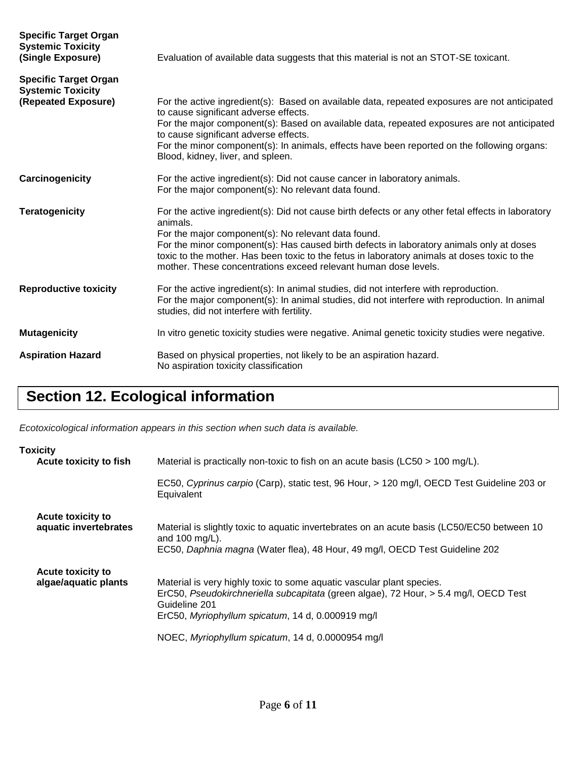**Specific Target Organ Systemic Toxicity (Single Exposure)**

Evaluation of available data suggests that this material is not an STOT-SE toxicant.

**Specific Target Organ Systemic Toxicity (Repeated Exposure)**

For the active ingredient(s): Based on available data, repeated exposures are not anticipated to cause significant adverse effects.
For the major component(s): Based on available data, repeated exposures are not anticipated to cause significant adverse effects.
For the minor component(s): In animals, effects have been reported on the following organs: Blood, kidney, liver, and spleen.

**Carcinogenicity**

For the active ingredient(s): Did not cause cancer in laboratory animals.
For the major component(s): No relevant data found.

**Teratogenicity**

For the active ingredient(s): Did not cause birth defects or any other fetal effects in laboratory animals.
For the major component(s): No relevant data found.
For the minor component(s): Has caused birth defects in laboratory animals only at doses toxic to the mother. Has been toxic to the fetus in laboratory animals at doses toxic to the mother. These concentrations exceed relevant human dose levels.

**Reproductive toxicity**

For the active ingredient(s): In animal studies, did not interfere with reproduction.
For the major component(s): In animal studies, did not interfere with reproduction. In animal studies, did not interfere with fertility.

**Mutagenicity**

In vitro genetic toxicity studies were negative. Animal genetic toxicity studies were negative.

**Aspiration Hazard**

Based on physical properties, not likely to be an aspiration hazard.
No aspiration toxicity classification

## Section 12. Ecological information

*Ecotoxicological information appears in this section when such data is available.*

**Toxicity**

**Acute toxicity to fish**

Material is practically non-toxic to fish on an acute basis (LC50 > 100 mg/L).

EC50, *Cyprinus carpio* (Carp), static test, 96 Hour, > 120 mg/l, OECD Test Guideline 203 or Equivalent

**Acute toxicity to aquatic invertebrates**

Material is slightly toxic to aquatic invertebrates on an acute basis (LC50/EC50 between 10 and 100 mg/L).
EC50, *Daphnia magna* (Water flea), 48 Hour, 49 mg/l, OECD Test Guideline 202

**Acute toxicity to algae/aquatic plants**

Material is very highly toxic to some aquatic vascular plant species.
ErC50, *Pseudokirchneriella subcapitata* (green algae), 72 Hour, > 5.4 mg/l, OECD Test Guideline 201
ErC50, *Myriophyllum spicatum*, 14 d, 0.000919 mg/l

NOEC, *Myriophyllum spicatum*, 14 d, 0.0000954 mg/l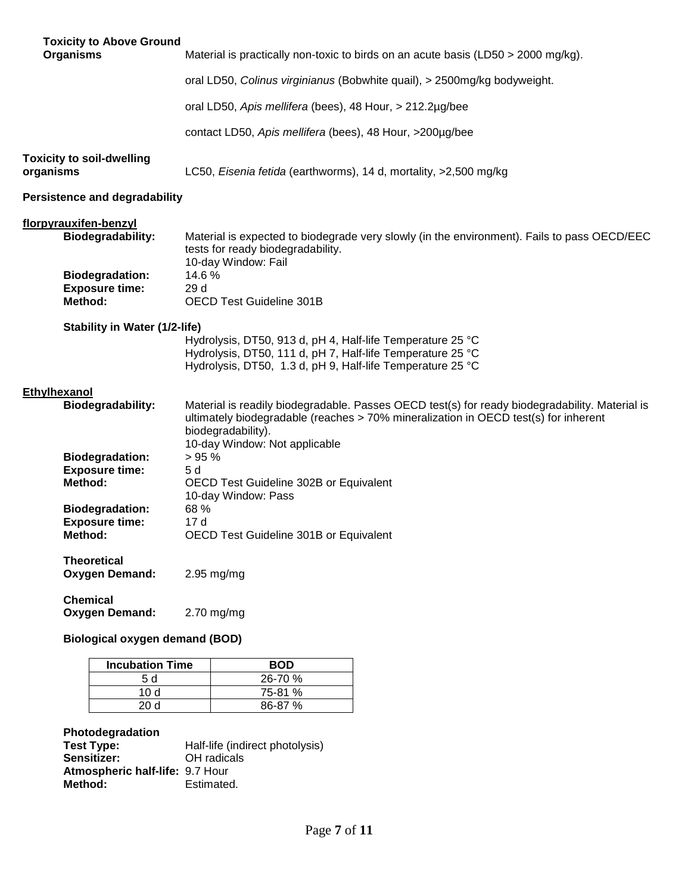**Toxicity to Above Ground Organisms**

Material is practically non-toxic to birds on an acute basis (LD50 > 2000 mg/kg).

oral LD50, *Colinus virginianus* (Bobwhite quail), > 2500mg/kg bodyweight.

oral LD50, *Apis mellifera* (bees), 48 Hour, > 212.2µg/bee

contact LD50, *Apis mellifera* (bees), 48 Hour, >200µg/bee

**Toxicity to soil-dwelling organisms**

LC50, *Eisenia fetida* (earthworms), 14 d, mortality, >2,500 mg/kg

**Persistence and degradability**

**florpyrauxifen-benzyl**

**Biodegradability:** Material is expected to biodegrade very slowly (in the environment). Fails to pass OECD/EEC tests for ready biodegradability.
10-day Window: Fail
**Biodegradation:** 14.6 %
**Exposure time:** 29 d
**Method:** OECD Test Guideline 301B

**Stability in Water (1/2-life)**

Hydrolysis, DT50, 913 d, pH 4, Half-life Temperature 25 °C
Hydrolysis, DT50, 111 d, pH 7, Half-life Temperature 25 °C
Hydrolysis, DT50, 1.3 d, pH 9, Half-life Temperature 25 °C

**Ethylhexanol**

**Biodegradability:** Material is readily biodegradable. Passes OECD test(s) for ready biodegradability. Material is ultimately biodegradable (reaches > 70% mineralization in OECD test(s) for inherent biodegradability).
10-day Window: Not applicable
**Biodegradation:** > 95 %
**Exposure time:** 5 d
**Method:** OECD Test Guideline 302B or Equivalent
10-day Window: Pass
**Biodegradation:** 68 %
**Exposure time:** 17 d
**Method:** OECD Test Guideline 301B or Equivalent

**Theoretical Oxygen Demand:** 2.95 mg/mg

**Chemical Oxygen Demand:** 2.70 mg/mg

**Biological oxygen demand (BOD)**

| Incubation Time | BOD |
|---|---|
| 5 d | 26-70 % |
| 10 d | 75-81 % |
| 20 d | 86-87 % |

**Photodegradation**
**Test Type:** Half-life (indirect photolysis)
**Sensitizer:** OH radicals
**Atmospheric half-life:** 9.7 Hour
**Method:** Estimated.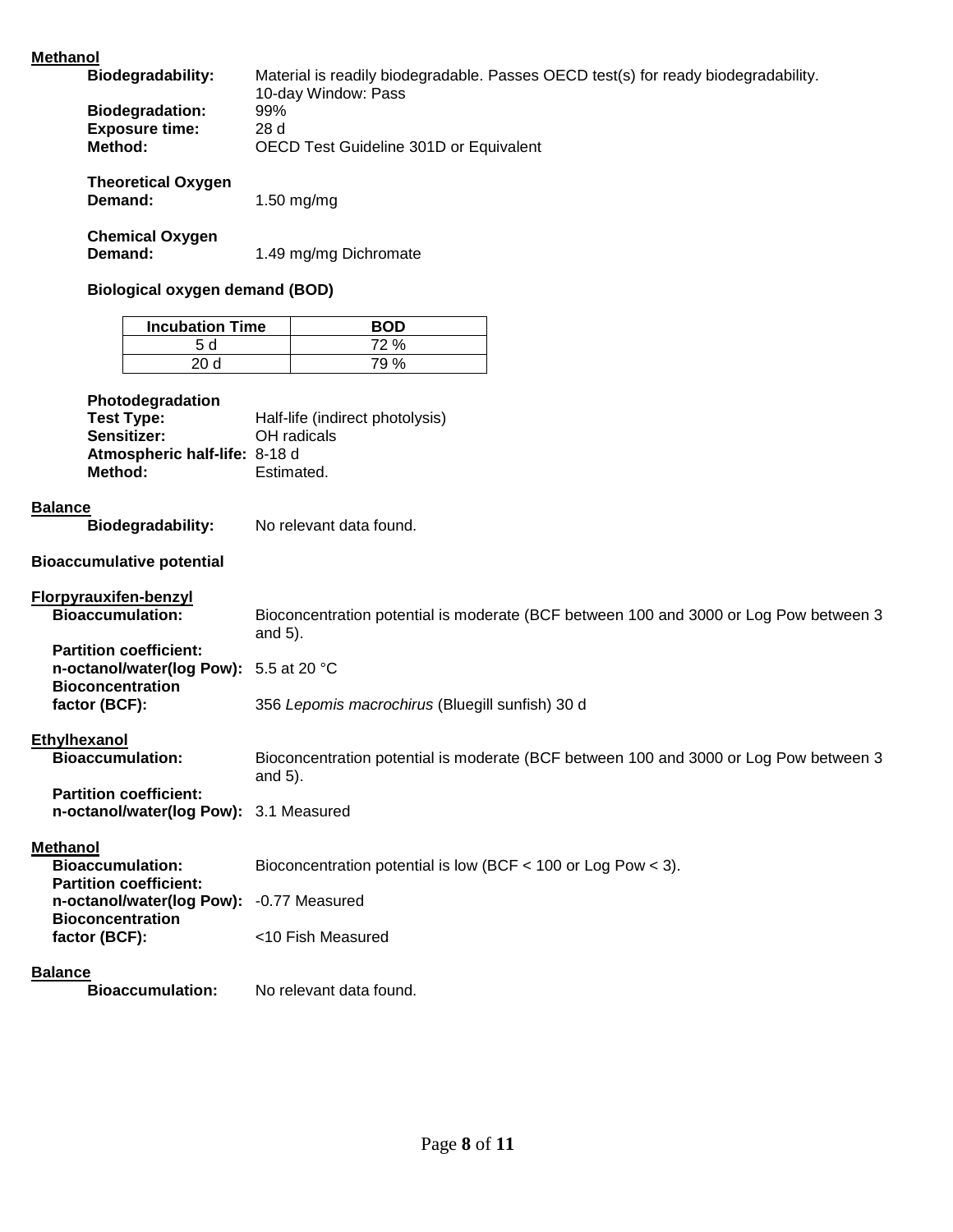**Methanol**

**Biodegradability:** Material is readily biodegradable. Passes OECD test(s) for ready biodegradability.
10-day Window: Pass

**Biodegradation:** 99%

**Exposure time:** 28 d

**Method:** OECD Test Guideline 301D or Equivalent

**Theoretical Oxygen Demand:** 1.50 mg/mg

**Chemical Oxygen Demand:** 1.49 mg/mg Dichromate

**Biological oxygen demand (BOD)**

| Incubation Time | BOD |
|---|---|
| 5 d | 72 % |
| 20 d | 79 % |

**Photodegradation**

**Test Type:** Half-life (indirect photolysis)

**Sensitizer:** OH radicals

**Atmospheric half-life:** 8-18 d

**Method:** Estimated.

**Balance**

**Biodegradability:** No relevant data found.

**Bioaccumulative potential**

**Florpyrauxifen-benzyl**

**Bioaccumulation:** Bioconcentration potential is moderate (BCF between 100 and 3000 or Log Pow between 3 and 5).

**Partition coefficient: n-octanol/water(log Pow):** 5.5 at 20 °C

**Bioconcentration factor (BCF):** 356 *Lepomis macrochirus* (Bluegill sunfish) 30 d

**Ethylhexanol**

**Bioaccumulation:** Bioconcentration potential is moderate (BCF between 100 and 3000 or Log Pow between 3 and 5).

**Partition coefficient: n-octanol/water(log Pow):** 3.1 Measured

**Methanol**

**Bioaccumulation:** Bioconcentration potential is low (BCF < 100 or Log Pow < 3).

**Partition coefficient: n-octanol/water(log Pow):** -0.77 Measured

**Bioconcentration factor (BCF):** <10 Fish Measured

**Balance**

**Bioaccumulation:** No relevant data found.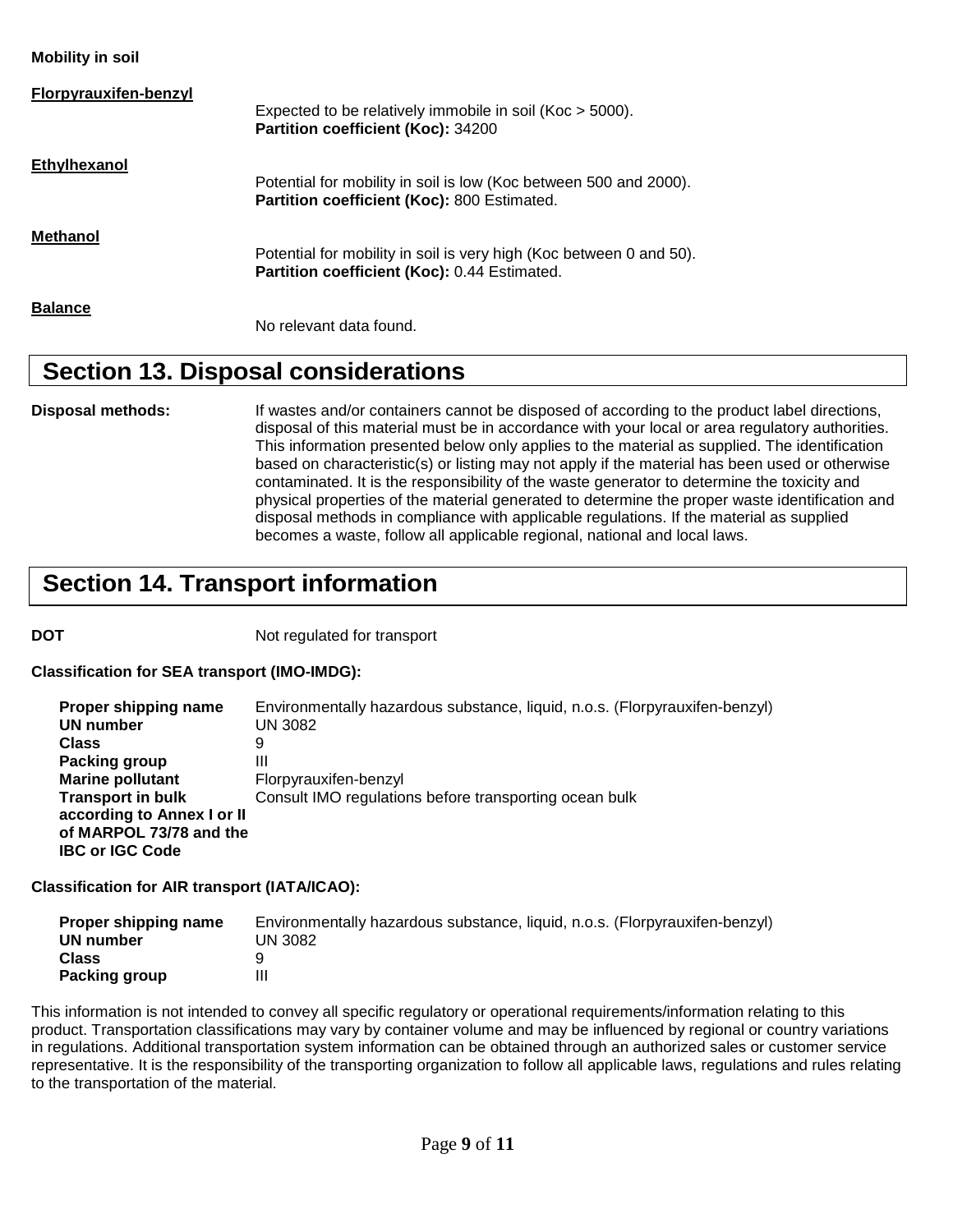**Mobility in soil**

**Florpyrauxifen-benzyl**

Expected to be relatively immobile in soil (Koc > 5000).
**Partition coefficient (Koc):** 34200

**Ethylhexanol**

Potential for mobility in soil is low (Koc between 500 and 2000).
**Partition coefficient (Koc):** 800 Estimated.

**Methanol**

Potential for mobility in soil is very high (Koc between 0 and 50).
**Partition coefficient (Koc):** 0.44 Estimated.

**Balance**

No relevant data found.

## Section 13. Disposal considerations

**Disposal methods:** If wastes and/or containers cannot be disposed of according to the product label directions, disposal of this material must be in accordance with your local or area regulatory authorities. This information presented below only applies to the material as supplied. The identification based on characteristic(s) or listing may not apply if the material has been used or otherwise contaminated. It is the responsibility of the waste generator to determine the toxicity and physical properties of the material generated to determine the proper waste identification and disposal methods in compliance with applicable regulations. If the material as supplied becomes a waste, follow all applicable regional, national and local laws.

## Section 14. Transport information

**DOT** Not regulated for transport

**Classification for SEA transport (IMO-IMDG):**

| | |
|---|---|
| **Proper shipping name** | Environmentally hazardous substance, liquid, n.o.s. (Florpyrauxifen-benzyl) |
| **UN number** | UN 3082 |
| **Class** | 9 |
| **Packing group** | III |
| **Marine pollutant** | Florpyrauxifen-benzyl |
| **Transport in bulk according to Annex I or II of MARPOL 73/78 and the IBC or IGC Code** | Consult IMO regulations before transporting ocean bulk |

**Classification for AIR transport (IATA/ICAO):**

| | |
|---|---|
| **Proper shipping name** | Environmentally hazardous substance, liquid, n.o.s. (Florpyrauxifen-benzyl) |
| **UN number** | UN 3082 |
| **Class** | 9 |
| **Packing group** | III |

This information is not intended to convey all specific regulatory or operational requirements/information relating to this product. Transportation classifications may vary by container volume and may be influenced by regional or country variations in regulations. Additional transportation system information can be obtained through an authorized sales or customer service representative. It is the responsibility of the transporting organization to follow all applicable laws, regulations and rules relating to the transportation of the material.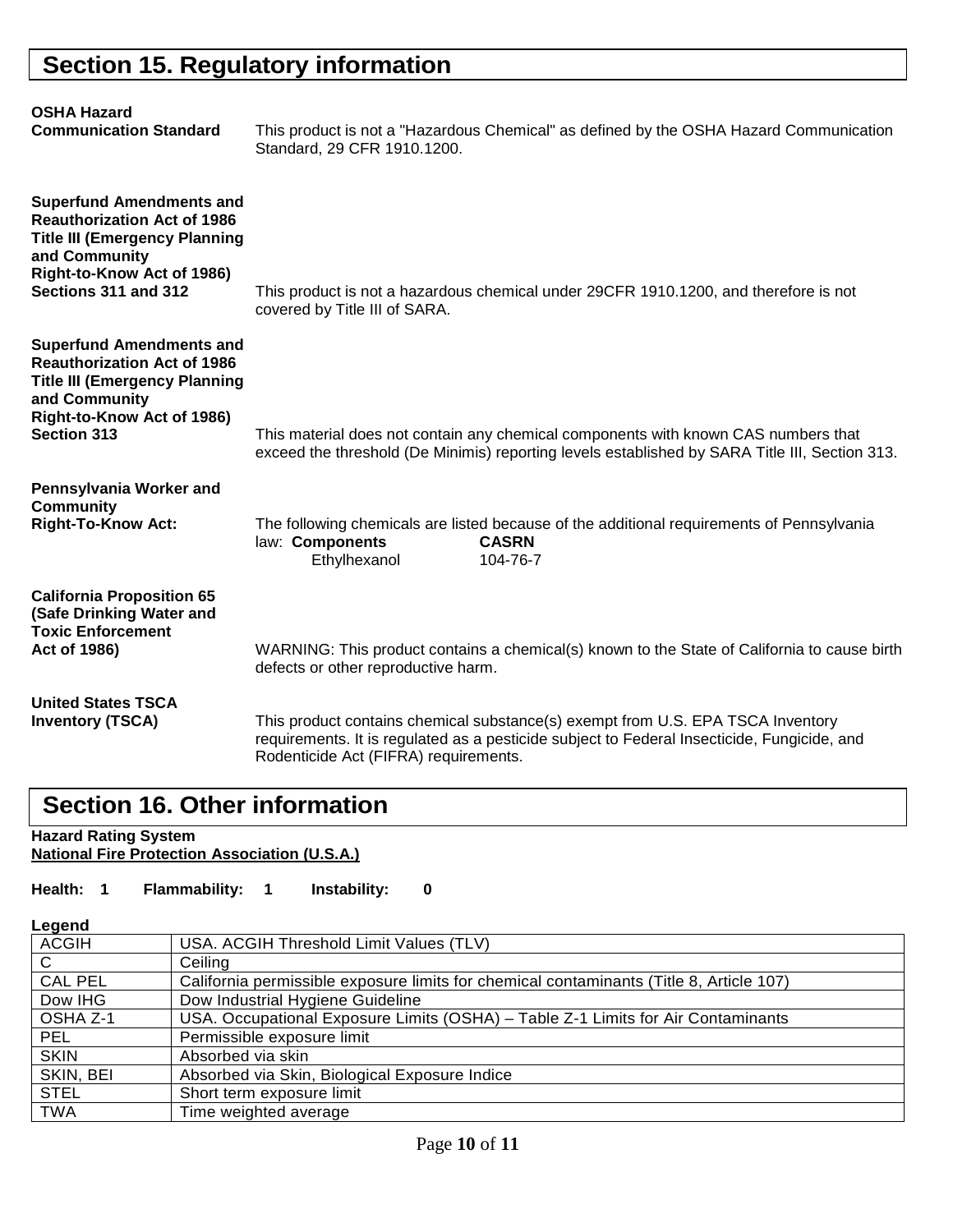## Section 15. Regulatory information

**OSHA Hazard Communication Standard**

This product is not a "Hazardous Chemical" as defined by the OSHA Hazard Communication Standard, 29 CFR 1910.1200.

**Superfund Amendments and Reauthorization Act of 1986 Title III (Emergency Planning and Community Right-to-Know Act of 1986) Sections 311 and 312**

This product is not a hazardous chemical under 29CFR 1910.1200, and therefore is not covered by Title III of SARA.

**Superfund Amendments and Reauthorization Act of 1986 Title III (Emergency Planning and Community Right-to-Know Act of 1986) Section 313**

This material does not contain any chemical components with known CAS numbers that exceed the threshold (De Minimis) reporting levels established by SARA Title III, Section 313.

**Pennsylvania Worker and Community Right-To-Know Act:**

The following chemicals are listed because of the additional requirements of Pennsylvania law:

| **Components** | **CASRN** |
|---|---|
| Ethylhexanol | 104-76-7 |

**California Proposition 65 (Safe Drinking Water and Toxic Enforcement Act of 1986)**

WARNING: This product contains a chemical(s) known to the State of California to cause birth defects or other reproductive harm.

**United States TSCA Inventory (TSCA)**

This product contains chemical substance(s) exempt from U.S. EPA TSCA Inventory requirements. It is regulated as a pesticide subject to Federal Insecticide, Fungicide, and Rodenticide Act (FIFRA) requirements.

## Section 16. Other information

**Hazard Rating System**
**National Fire Protection Association (U.S.A.)**

**Health: 1 Flammability: 1 Instability: 0**

**Legend**

| | |
|---|---|
| ACGIH | USA. ACGIH Threshold Limit Values (TLV) |
| C | Ceiling |
| CAL PEL | California permissible exposure limits for chemical contaminants (Title 8, Article 107) |
| Dow IHG | Dow Industrial Hygiene Guideline |
| OSHA Z-1 | USA. Occupational Exposure Limits (OSHA) – Table Z-1 Limits for Air Contaminants |
| PEL | Permissible exposure limit |
| SKIN | Absorbed via skin |
| SKIN, BEI | Absorbed via Skin, Biological Exposure Indice |
| STEL | Short term exposure limit |
| TWA | Time weighted average |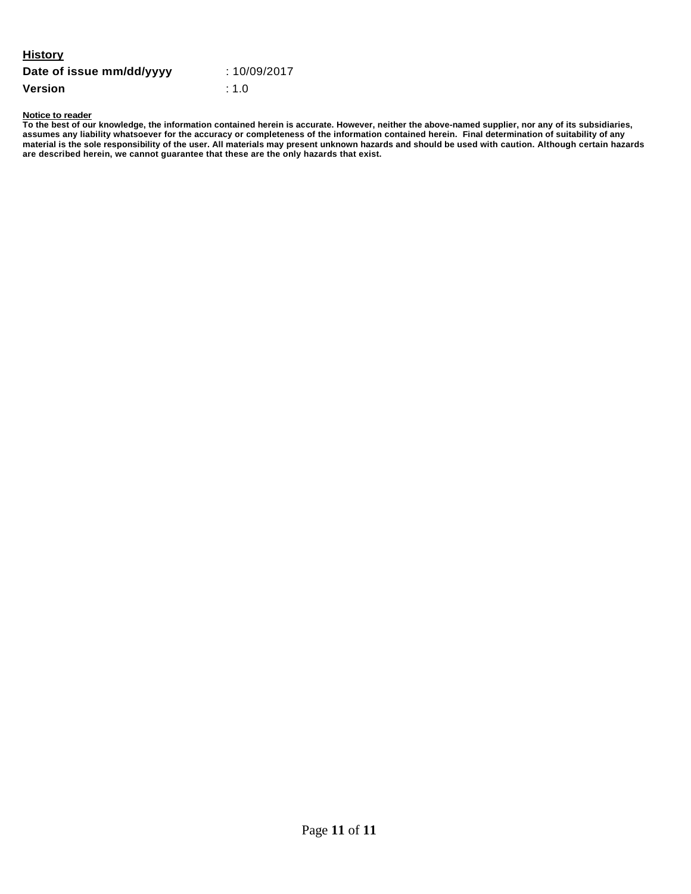**History**

**Date of issue mm/dd/yyyy** : 10/09/2017

**Version** : 1.0

**Notice to reader**

**To the best of our knowledge, the information contained herein is accurate. However, neither the above-named supplier, nor any of its subsidiaries, assumes any liability whatsoever for the accuracy or completeness of the information contained herein. Final determination of suitability of any material is the sole responsibility of the user. All materials may present unknown hazards and should be used with caution. Although certain hazards are described herein, we cannot guarantee that these are the only hazards that exist.**